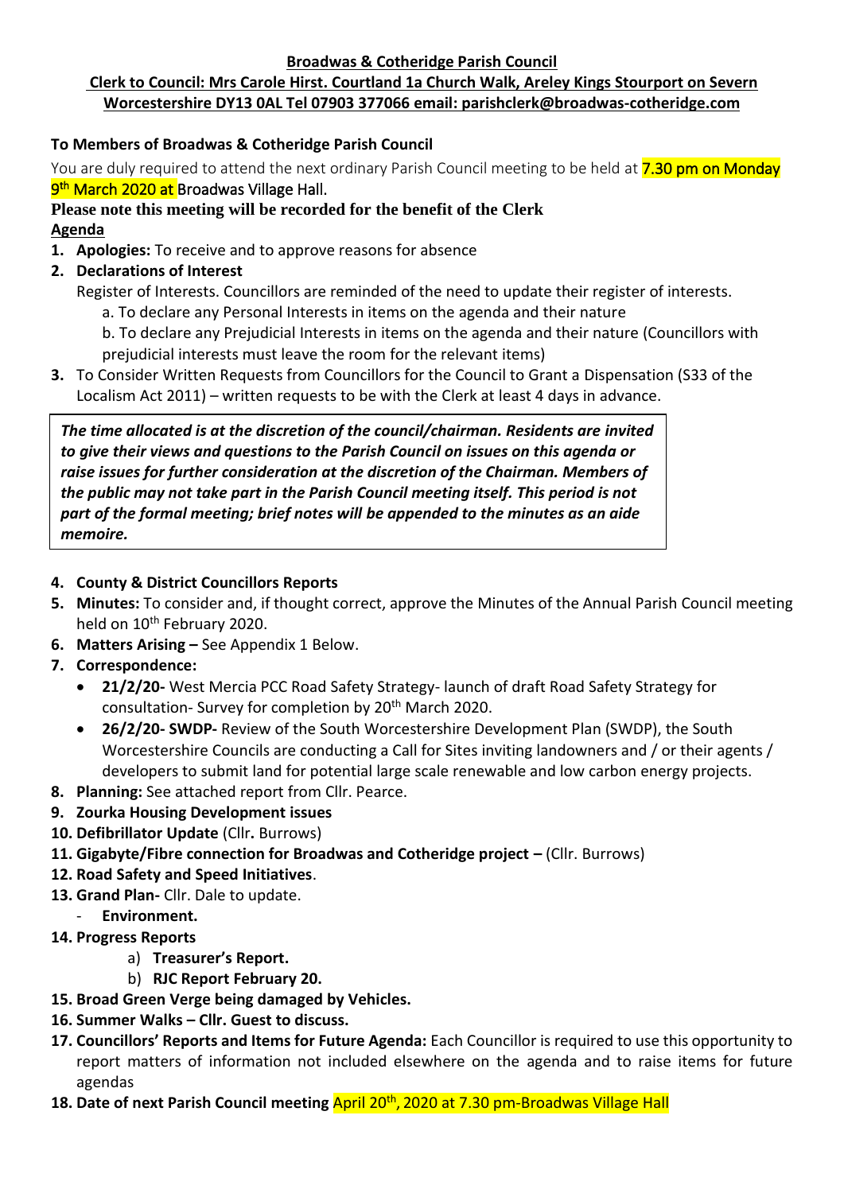**Broadwas & Cotheridge Parish Council**

**Clerk to Council: Mrs Carole Hirst. Courtland 1a Church Walk, Areley Kings Stourport on Severn Worcestershire DY13 0AL Tel 07903 377066 email: parishclerk@broadwas-cotheridge.com**

**To Members of Broadwas & Cotheridge Parish Council**

You are duly required to attend the next ordinary Parish Council meeting to be held at 7.30 pm on Monday 9th March 2020 at Broadwas Village Hall.

**Please note this meeting will be recorded for the benefit of the Clerk**

**Agenda**

1. **Apologies:** To receive and to approve reasons for absence
2. **Declarations of Interest**
   Register of Interests. Councillors are reminded of the need to update their register of interests.
   a. To declare any Personal Interests in items on the agenda and their nature
   b. To declare any Prejudicial Interests in items on the agenda and their nature (Councillors with prejudicial interests must leave the room for the relevant items)
3. To Consider Written Requests from Councillors for the Council to Grant a Dispensation (S33 of the Localism Act 2011) – written requests to be with the Clerk at least 4 days in advance.

***The time allocated is at the discretion of the council/chairman. Residents are invited to give their views and questions to the Parish Council on issues on this agenda or raise issues for further consideration at the discretion of the Chairman. Members of the public may not take part in the Parish Council meeting itself. This period is not part of the formal meeting; brief notes will be appended to the minutes as an aide memoire.***

4. **County & District Councillors Reports**
5. **Minutes:** To consider and, if thought correct, approve the Minutes of the Annual Parish Council meeting held on 10th February 2020.
6. **Matters Arising –** See Appendix 1 Below.
7. **Correspondence:**
   - **21/2/20-** West Mercia PCC Road Safety Strategy- launch of draft Road Safety Strategy for consultation- Survey for completion by 20th March 2020.
   - **26/2/20- SWDP-** Review of the South Worcestershire Development Plan (SWDP), the South Worcestershire Councils are conducting a Call for Sites inviting landowners and / or their agents / developers to submit land for potential large scale renewable and low carbon energy projects.
8. **Planning:** See attached report from Cllr. Pearce.
9. **Zourka Housing Development issues**
10. **Defibrillator Update** (Cllr**.** Burrows)
11. **Gigabyte/Fibre connection for Broadwas and Cotheridge project –** (Cllr. Burrows)
12. **Road Safety and Speed Initiatives**.
13. **Grand Plan-** Cllr. Dale to update.
    - **Environment.**
14. **Progress Reports**
    a) **Treasurer's Report.**
    b) **RJC Report February 20.**
15. **Broad Green Verge being damaged by Vehicles.**
16. **Summer Walks – Cllr. Guest to discuss.**
17. **Councillors' Reports and Items for Future Agenda:** Each Councillor is required to use this opportunity to report matters of information not included elsewhere on the agenda and to raise items for future agendas
18. **Date of next Parish Council meeting** April 20th, 2020 at 7.30 pm-Broadwas Village Hall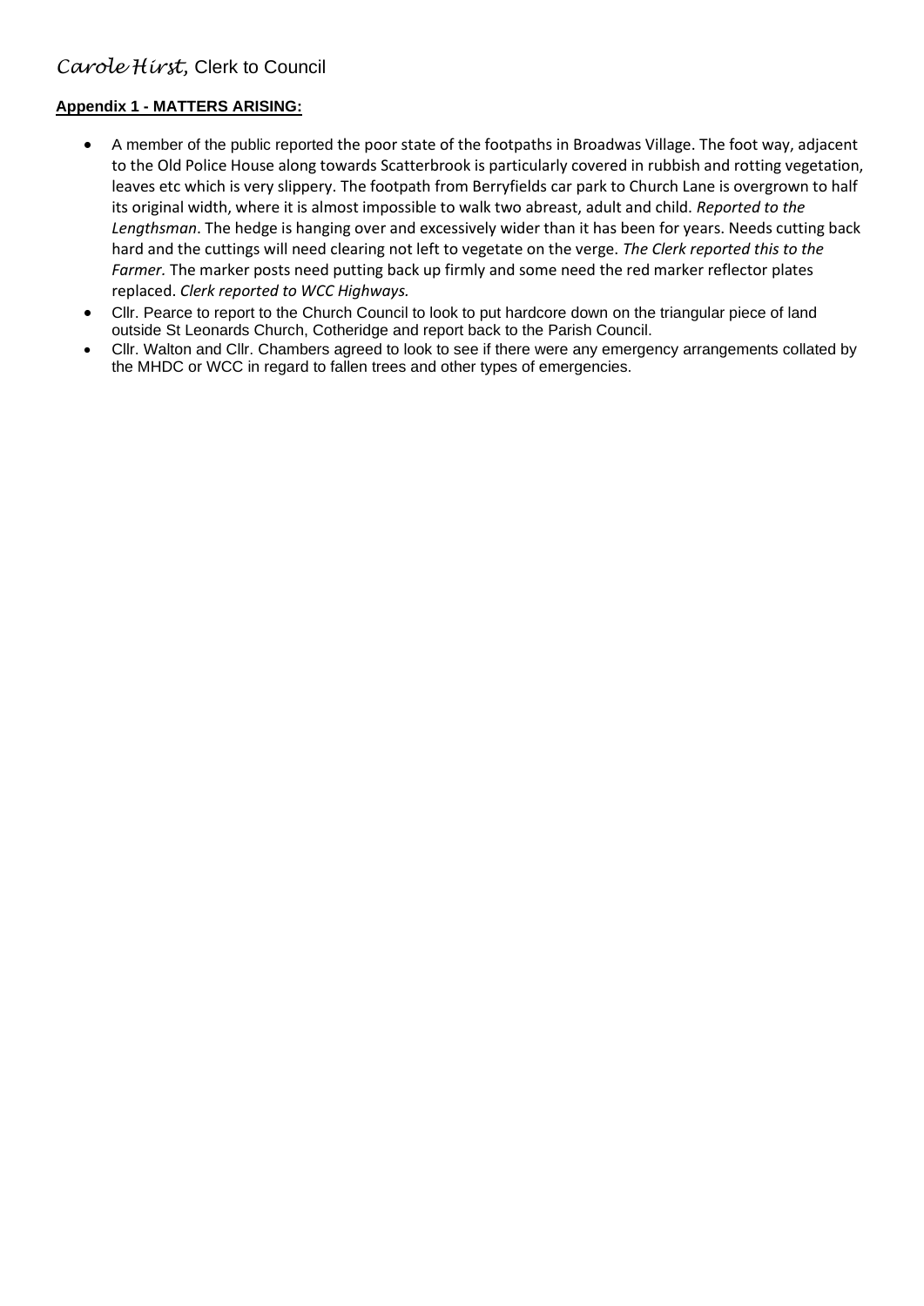*Carole Hirst,* Clerk to Council

**Appendix 1 - MATTERS ARISING:**

- A member of the public reported the poor state of the footpaths in Broadwas Village. The foot way, adjacent to the Old Police House along towards Scatterbrook is particularly covered in rubbish and rotting vegetation, leaves etc which is very slippery. The footpath from Berryfields car park to Church Lane is overgrown to half its original width, where it is almost impossible to walk two abreast, adult and child. *Reported to the Lengthsman*. The hedge is hanging over and excessively wider than it has been for years. Needs cutting back hard and the cuttings will need clearing not left to vegetate on the verge. *The Clerk reported this to the Farmer.* The marker posts need putting back up firmly and some need the red marker reflector plates replaced. *Clerk reported to WCC Highways.*
- Cllr. Pearce to report to the Church Council to look to put hardcore down on the triangular piece of land outside St Leonards Church, Cotheridge and report back to the Parish Council.
- Cllr. Walton and Cllr. Chambers agreed to look to see if there were any emergency arrangements collated by the MHDC or WCC in regard to fallen trees and other types of emergencies.